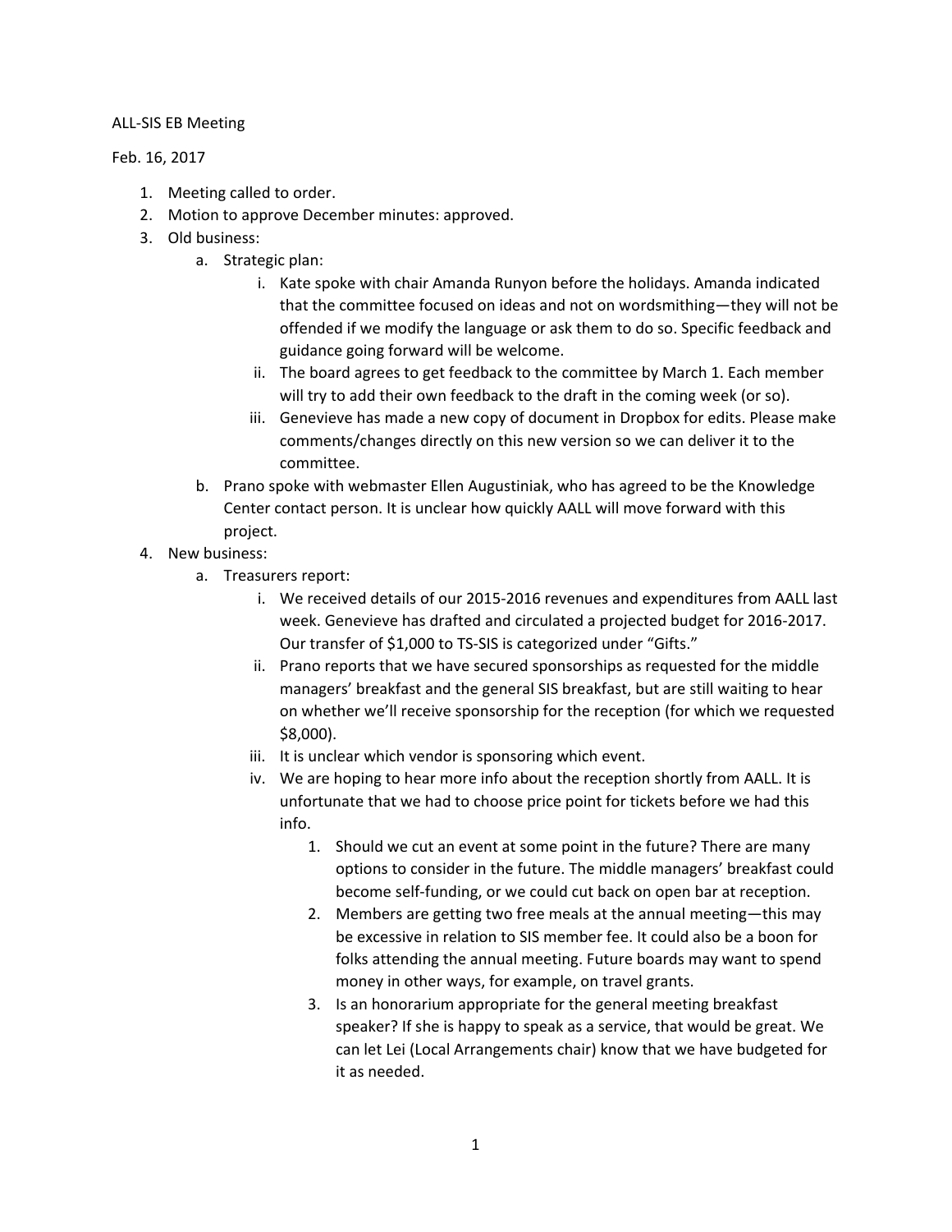ALL-SIS EB Meeting

Feb. 16, 2017

1. Meeting called to order.
2. Motion to approve December minutes: approved.
3. Old business:
   a. Strategic plan:
      i. Kate spoke with chair Amanda Runyon before the holidays. Amanda indicated that the committee focused on ideas and not on wordsmithing—they will not be offended if we modify the language or ask them to do so. Specific feedback and guidance going forward will be welcome.
      ii. The board agrees to get feedback to the committee by March 1. Each member will try to add their own feedback to the draft in the coming week (or so).
      iii. Genevieve has made a new copy of document in Dropbox for edits. Please make comments/changes directly on this new version so we can deliver it to the committee.
   b. Prano spoke with webmaster Ellen Augustiniak, who has agreed to be the Knowledge Center contact person. It is unclear how quickly AALL will move forward with this project.
4. New business:
   a. Treasurers report:
      i. We received details of our 2015-2016 revenues and expenditures from AALL last week. Genevieve has drafted and circulated a projected budget for 2016-2017. Our transfer of $1,000 to TS-SIS is categorized under "Gifts."
      ii. Prano reports that we have secured sponsorships as requested for the middle managers' breakfast and the general SIS breakfast, but are still waiting to hear on whether we'll receive sponsorship for the reception (for which we requested $8,000).
      iii. It is unclear which vendor is sponsoring which event.
      iv. We are hoping to hear more info about the reception shortly from AALL. It is unfortunate that we had to choose price point for tickets before we had this info.
         1. Should we cut an event at some point in the future? There are many options to consider in the future. The middle managers' breakfast could become self-funding, or we could cut back on open bar at reception.
         2. Members are getting two free meals at the annual meeting—this may be excessive in relation to SIS member fee. It could also be a boon for folks attending the annual meeting. Future boards may want to spend money in other ways, for example, on travel grants.
         3. Is an honorarium appropriate for the general meeting breakfast speaker? If she is happy to speak as a service, that would be great. We can let Lei (Local Arrangements chair) know that we have budgeted for it as needed.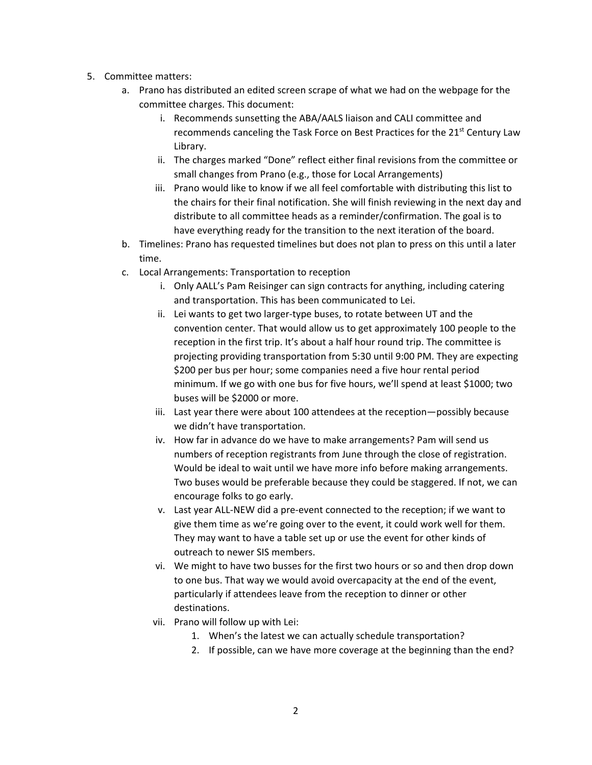5. Committee matters:
    a. Prano has distributed an edited screen scrape of what we had on the webpage for the committee charges. This document:
        i. Recommends sunsetting the ABA/AALS liaison and CALI committee and recommends canceling the Task Force on Best Practices for the 21st Century Law Library.
        ii. The charges marked "Done" reflect either final revisions from the committee or small changes from Prano (e.g., those for Local Arrangements)
        iii. Prano would like to know if we all feel comfortable with distributing this list to the chairs for their final notification. She will finish reviewing in the next day and distribute to all committee heads as a reminder/confirmation. The goal is to have everything ready for the transition to the next iteration of the board.
    b. Timelines: Prano has requested timelines but does not plan to press on this until a later time.
    c. Local Arrangements: Transportation to reception
        i. Only AALL's Pam Reisinger can sign contracts for anything, including catering and transportation. This has been communicated to Lei.
        ii. Lei wants to get two larger-type buses, to rotate between UT and the convention center. That would allow us to get approximately 100 people to the reception in the first trip. It's about a half hour round trip. The committee is projecting providing transportation from 5:30 until 9:00 PM. They are expecting $200 per bus per hour; some companies need a five hour rental period minimum. If we go with one bus for five hours, we'll spend at least $1000; two buses will be $2000 or more.
        iii. Last year there were about 100 attendees at the reception—possibly because we didn't have transportation.
        iv. How far in advance do we have to make arrangements? Pam will send us numbers of reception registrants from June through the close of registration. Would be ideal to wait until we have more info before making arrangements. Two buses would be preferable because they could be staggered. If not, we can encourage folks to go early.
        v. Last year ALL-NEW did a pre-event connected to the reception; if we want to give them time as we're going over to the event, it could work well for them. They may want to have a table set up or use the event for other kinds of outreach to newer SIS members.
        vi. We might to have two busses for the first two hours or so and then drop down to one bus. That way we would avoid overcapacity at the end of the event, particularly if attendees leave from the reception to dinner or other destinations.
        vii. Prano will follow up with Lei:
            1. When's the latest we can actually schedule transportation?
            2. If possible, can we have more coverage at the beginning than the end?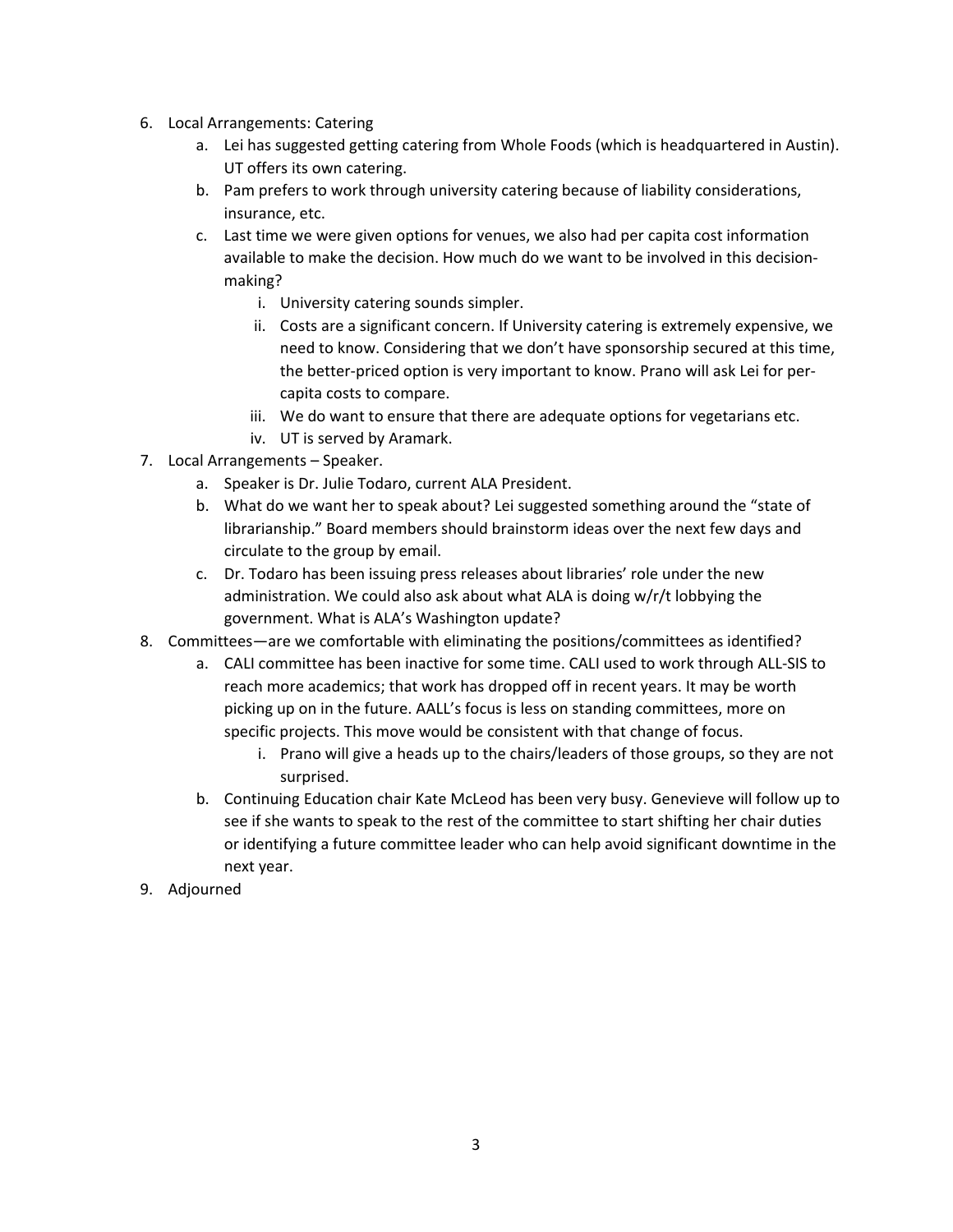6. Local Arrangements: Catering
    a. Lei has suggested getting catering from Whole Foods (which is headquartered in Austin). UT offers its own catering.
    b. Pam prefers to work through university catering because of liability considerations, insurance, etc.
    c. Last time we were given options for venues, we also had per capita cost information available to make the decision. How much do we want to be involved in this decision-making?
        i. University catering sounds simpler.
        ii. Costs are a significant concern. If University catering is extremely expensive, we need to know. Considering that we don't have sponsorship secured at this time, the better-priced option is very important to know. Prano will ask Lei for per-capita costs to compare.
        iii. We do want to ensure that there are adequate options for vegetarians etc.
        iv. UT is served by Aramark.
7. Local Arrangements – Speaker.
    a. Speaker is Dr. Julie Todaro, current ALA President.
    b. What do we want her to speak about? Lei suggested something around the "state of librarianship." Board members should brainstorm ideas over the next few days and circulate to the group by email.
    c. Dr. Todaro has been issuing press releases about libraries' role under the new administration. We could also ask about what ALA is doing w/r/t lobbying the government. What is ALA's Washington update?
8. Committees—are we comfortable with eliminating the positions/committees as identified?
    a. CALI committee has been inactive for some time. CALI used to work through ALL-SIS to reach more academics; that work has dropped off in recent years. It may be worth picking up on in the future. AALL's focus is less on standing committees, more on specific projects. This move would be consistent with that change of focus.
        i. Prano will give a heads up to the chairs/leaders of those groups, so they are not surprised.
    b. Continuing Education chair Kate McLeod has been very busy. Genevieve will follow up to see if she wants to speak to the rest of the committee to start shifting her chair duties or identifying a future committee leader who can help avoid significant downtime in the next year.
9. Adjourned